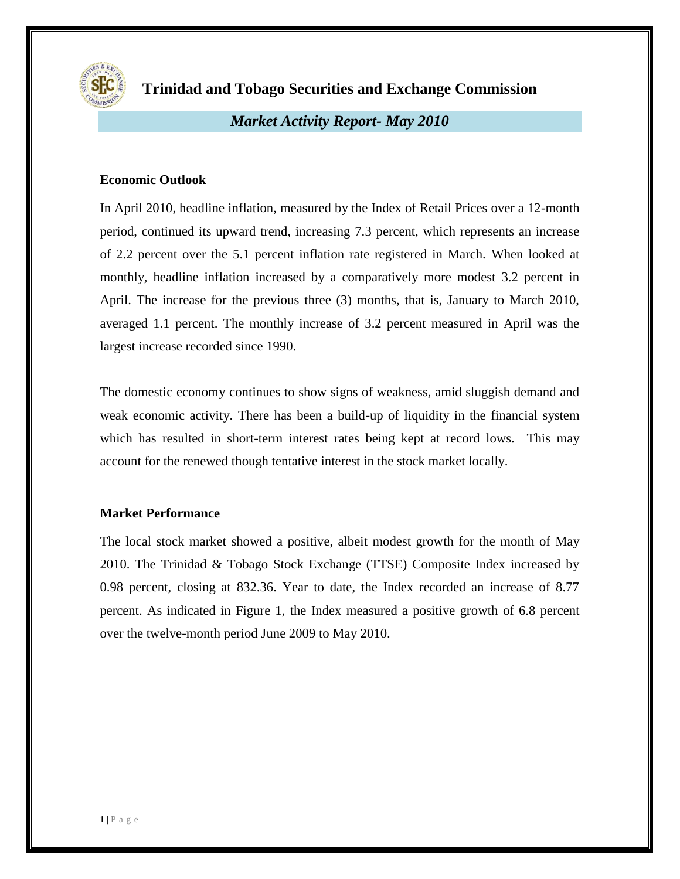# Trinidad and Tobago Securities and Exchange Commission

## *Market Activity Report- May 2010*

### Economic Outlook

In April 2010, headline inflation, measured by the Index of Retail Prices over a 12-month period, continued its upward trend, increasing 7.3 percent, which represents an increase of 2.2 percent over the 5.1 percent inflation rate registered in March. When looked at monthly, headline inflation increased by a comparatively more modest 3.2 percent in April. The increase for the previous three (3) months, that is, January to March 2010, averaged 1.1 percent. The monthly increase of 3.2 percent measured in April was the largest increase recorded since 1990.

The domestic economy continues to show signs of weakness, amid sluggish demand and weak economic activity. There has been a build-up of liquidity in the financial system which has resulted in short-term interest rates being kept at record lows. This may account for the renewed though tentative interest in the stock market locally.

### Market Performance

The local stock market showed a positive, albeit modest growth for the month of May 2010. The Trinidad & Tobago Stock Exchange (TTSE) Composite Index increased by 0.98 percent, closing at 832.36. Year to date, the Index recorded an increase of 8.77 percent. As indicated in Figure 1, the Index measured a positive growth of 6.8 percent over the twelve-month period June 2009 to May 2010.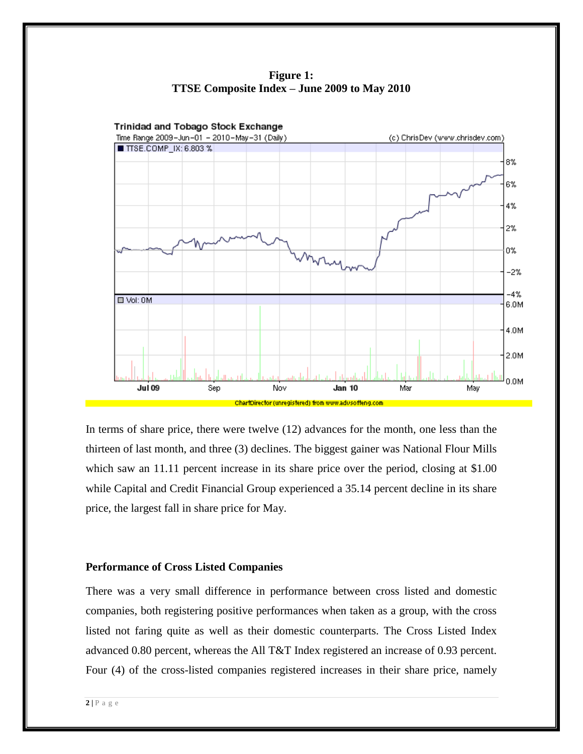**Figure 1:**
**TTSE Composite Index – June 2009 to May 2010**

Trinidad and Tobago Stock Exchange
Time Range 2009–Jun–01 – 2010–May–31 (Daily)
(c) ChrisDev (www.chrisdev.com)
TTSE.COMP_IX: 6.803 %
8%
6%
4%
2%
0%
-2%
-4%
Vol: 0M
6.0M
4.0M
2.0M
0.0M
Jul 09
Sep
Nov
Jan 10
Mar
May
ChartDirector (unregistered) from www.advsofteng.com

In terms of share price, there were twelve (12) advances for the month, one less than the thirteen of last month, and three (3) declines. The biggest gainer was National Flour Mills which saw an 11.11 percent increase in its share price over the period, closing at $1.00 while Capital and Credit Financial Group experienced a 35.14 percent decline in its share price, the largest fall in share price for May.

**Performance of Cross Listed Companies**

There was a very small difference in performance between cross listed and domestic companies, both registering positive performances when taken as a group, with the cross listed not faring quite as well as their domestic counterparts. The Cross Listed Index advanced 0.80 percent, whereas the All T&T Index registered an increase of 0.93 percent. Four (4) of the cross-listed companies registered increases in their share price, namely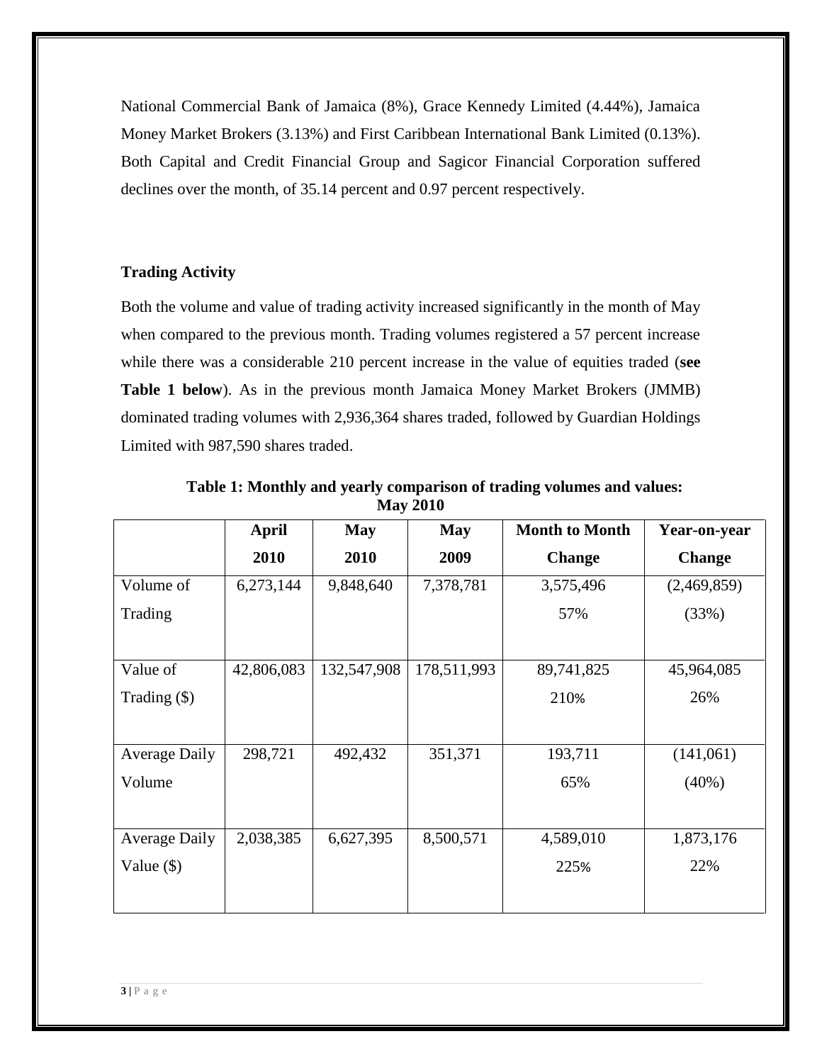National Commercial Bank of Jamaica (8%), Grace Kennedy Limited (4.44%), Jamaica Money Market Brokers (3.13%) and First Caribbean International Bank Limited (0.13%). Both Capital and Credit Financial Group and Sagicor Financial Corporation suffered declines over the month, of 35.14 percent and 0.97 percent respectively.

### Trading Activity

Both the volume and value of trading activity increased significantly in the month of May when compared to the previous month. Trading volumes registered a 57 percent increase while there was a considerable 210 percent increase in the value of equities traded (**see Table 1 below**). As in the previous month Jamaica Money Market Brokers (JMMB) dominated trading volumes with 2,936,364 shares traded, followed by Guardian Holdings Limited with 987,590 shares traded.

**Table 1: Monthly and yearly comparison of trading volumes and values: May 2010**

| | April 2010 | May 2010 | May 2009 | Month to Month Change | Year-on-year Change |
|---|---|---|---|---|---|
| Volume of Trading | 6,273,144 | 9,848,640 | 7,378,781 | 3,575,496<br>57% | (2,469,859)<br>(33%) |
| Value of Trading ($) | 42,806,083 | 132,547,908 | 178,511,993 | 89,741,825<br>210% | 45,964,085<br>26% |
| Average Daily Volume | 298,721 | 492,432 | 351,371 | 193,711<br>65% | (141,061)<br>(40%) |
| Average Daily Value ($) | 2,038,385 | 6,627,395 | 8,500,571 | 4,589,010<br>225% | 1,873,176<br>22% |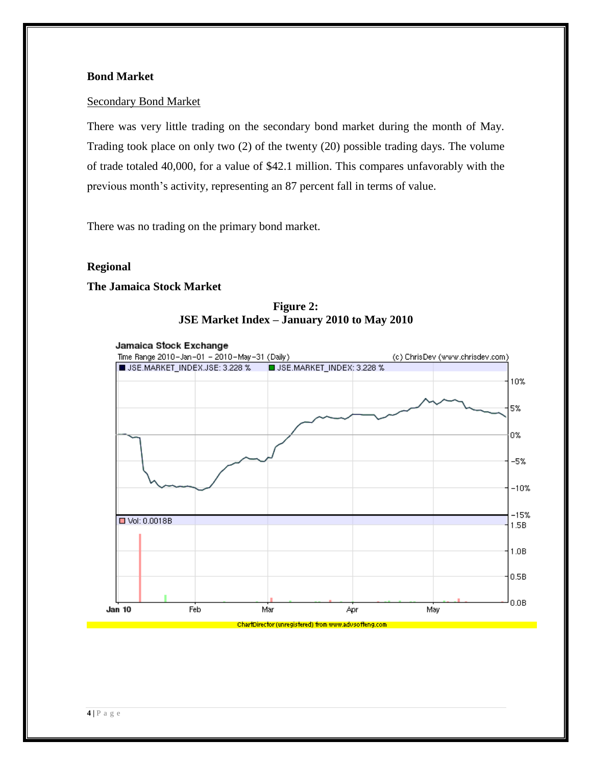**Bond Market**

Secondary Bond Market

There was very little trading on the secondary bond market during the month of May. Trading took place on only two (2) of the twenty (20) possible trading days. The volume of trade totaled 40,000, for a value of $42.1 million. This compares unfavorably with the previous month's activity, representing an 87 percent fall in terms of value.

There was no trading on the primary bond market.

**Regional**

**The Jamaica Stock Market**

**Figure 2:**
**JSE Market Index – January 2010 to May 2010**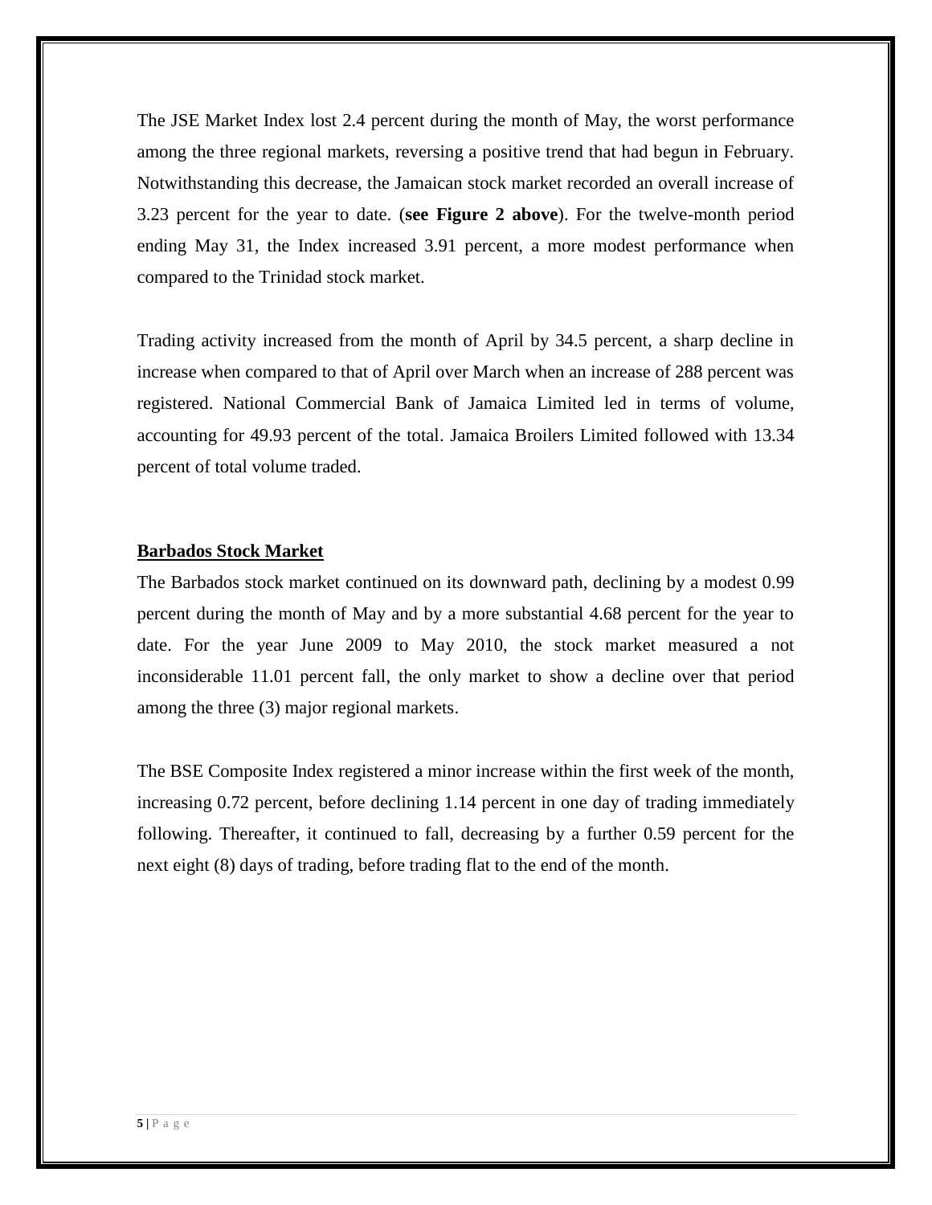The JSE Market Index lost 2.4 percent during the month of May, the worst performance among the three regional markets, reversing a positive trend that had begun in February. Notwithstanding this decrease, the Jamaican stock market recorded an overall increase of 3.23 percent for the year to date. (**see Figure 2 above**). For the twelve-month period ending May 31, the Index increased 3.91 percent, a more modest performance when compared to the Trinidad stock market.

Trading activity increased from the month of April by 34.5 percent, a sharp decline in increase when compared to that of April over March when an increase of 288 percent was registered. National Commercial Bank of Jamaica Limited led in terms of volume, accounting for 49.93 percent of the total. Jamaica Broilers Limited followed with 13.34 percent of total volume traded.

**Barbados Stock Market**

The Barbados stock market continued on its downward path, declining by a modest 0.99 percent during the month of May and by a more substantial 4.68 percent for the year to date. For the year June 2009 to May 2010, the stock market measured a not inconsiderable 11.01 percent fall, the only market to show a decline over that period among the three (3) major regional markets.

The BSE Composite Index registered a minor increase within the first week of the month, increasing 0.72 percent, before declining 1.14 percent in one day of trading immediately following. Thereafter, it continued to fall, decreasing by a further 0.59 percent for the next eight (8) days of trading, before trading flat to the end of the month.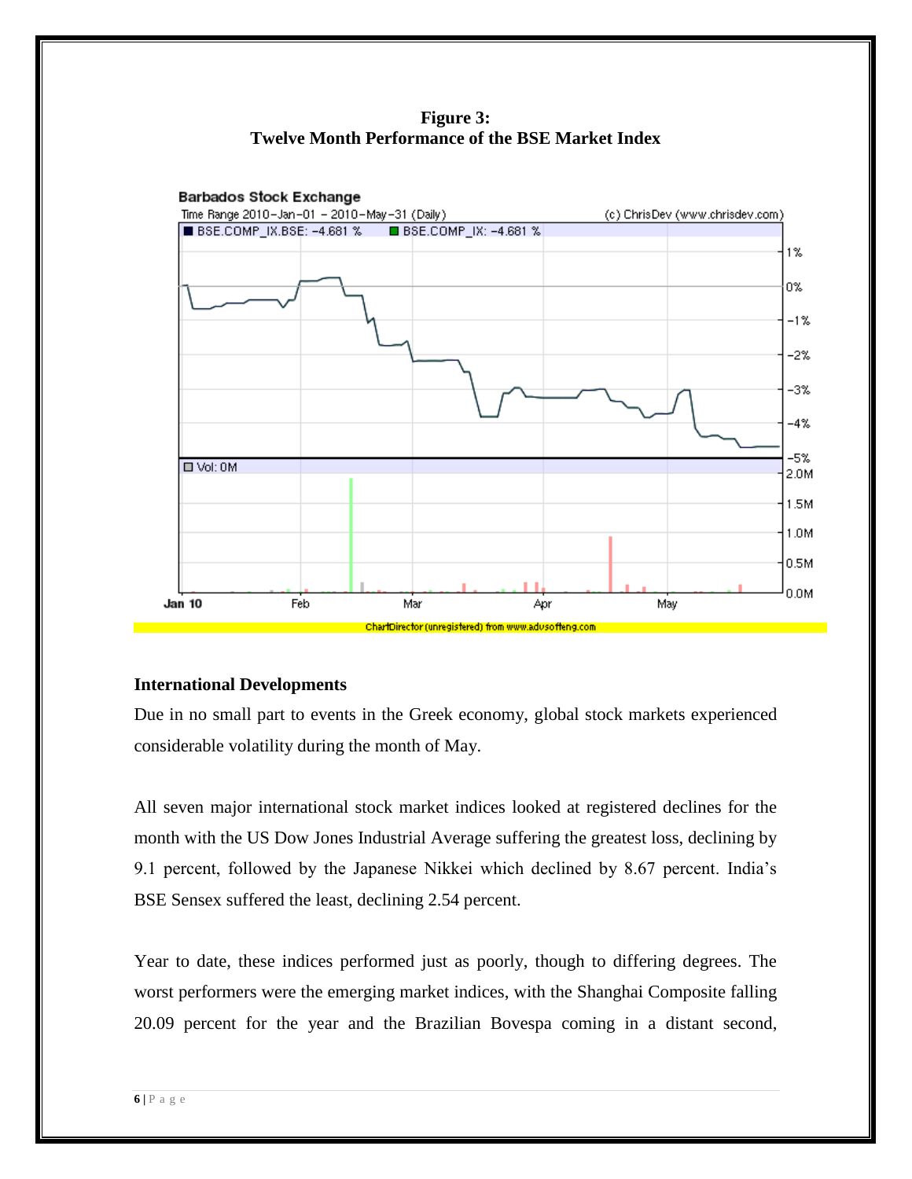**Figure 3:**
**Twelve Month Performance of the BSE Market Index**

Barbados Stock Exchange

Time Range 2010–Jan–01 – 2010–May–31 (Daily)

(c) ChrisDev (www.chrisdev.com)

BSE.COMP_IX.BSE: –4.681 %

BSE.COMP_IX: –4.681 %

1%
0%
–1%
–2%
–3%
–4%
–5%

Vol: 0M

2.0M
1.5M
1.0M
0.5M
0.0M

Jan 10
Feb
Mar
Apr
May

ChartDirector (unregistered) from www.advsofteng.com

**International Developments**

Due in no small part to events in the Greek economy, global stock markets experienced considerable volatility during the month of May.

All seven major international stock market indices looked at registered declines for the month with the US Dow Jones Industrial Average suffering the greatest loss, declining by 9.1 percent, followed by the Japanese Nikkei which declined by 8.67 percent. India's BSE Sensex suffered the least, declining 2.54 percent.

Year to date, these indices performed just as poorly, though to differing degrees. The worst performers were the emerging market indices, with the Shanghai Composite falling 20.09 percent for the year and the Brazilian Bovespa coming in a distant second,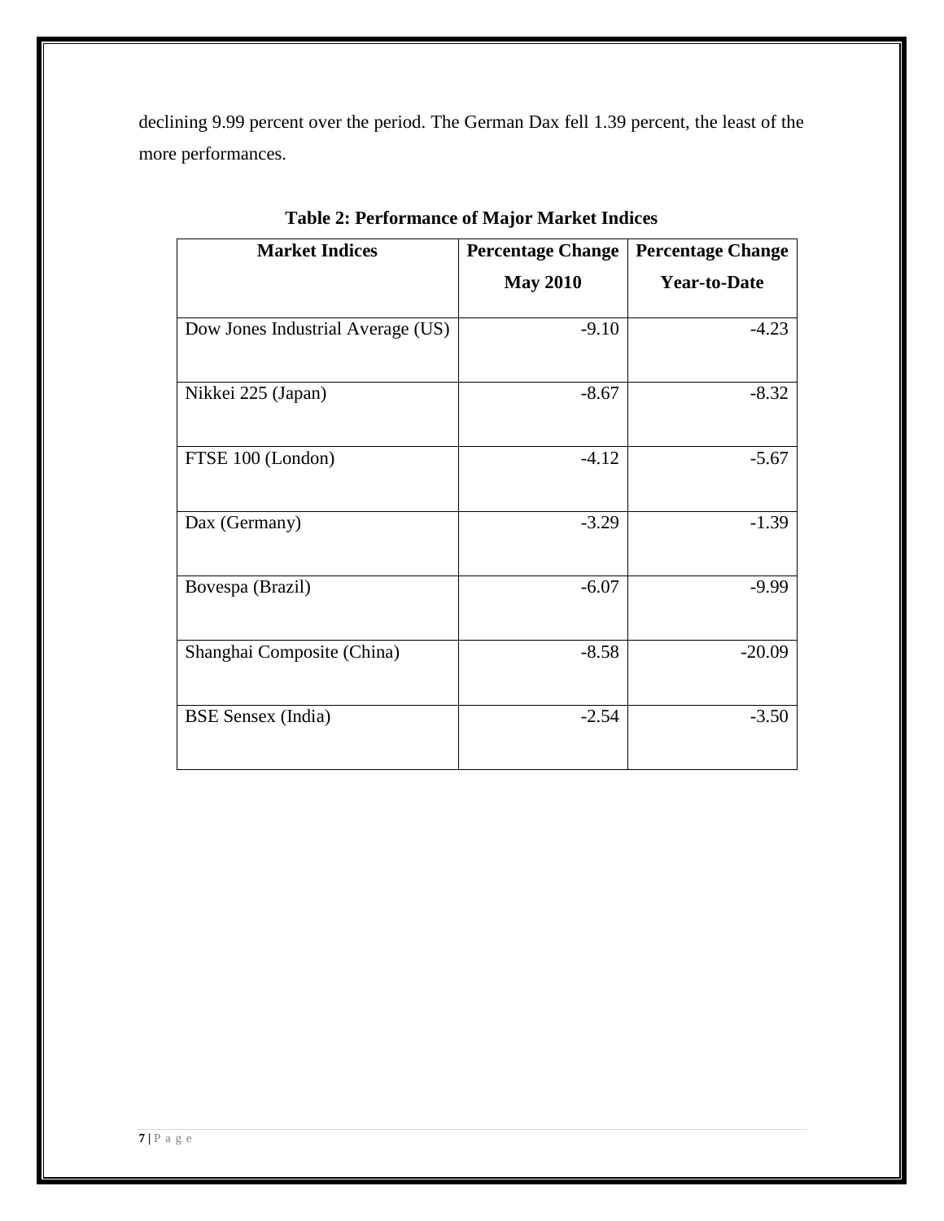declining 9.99 percent over the period. The German Dax fell 1.39 percent, the least of the more performances.

**Table 2: Performance of Major Market Indices**

| Market Indices | Percentage Change May 2010 | Percentage Change Year-to-Date |
|---|---|---|
| Dow Jones Industrial Average (US) | -9.10 | -4.23 |
| Nikkei 225 (Japan) | -8.67 | -8.32 |
| FTSE 100 (London) | -4.12 | -5.67 |
| Dax (Germany) | -3.29 | -1.39 |
| Bovespa (Brazil) | -6.07 | -9.99 |
| Shanghai Composite (China) | -8.58 | -20.09 |
| BSE Sensex (India) | -2.54 | -3.50 |